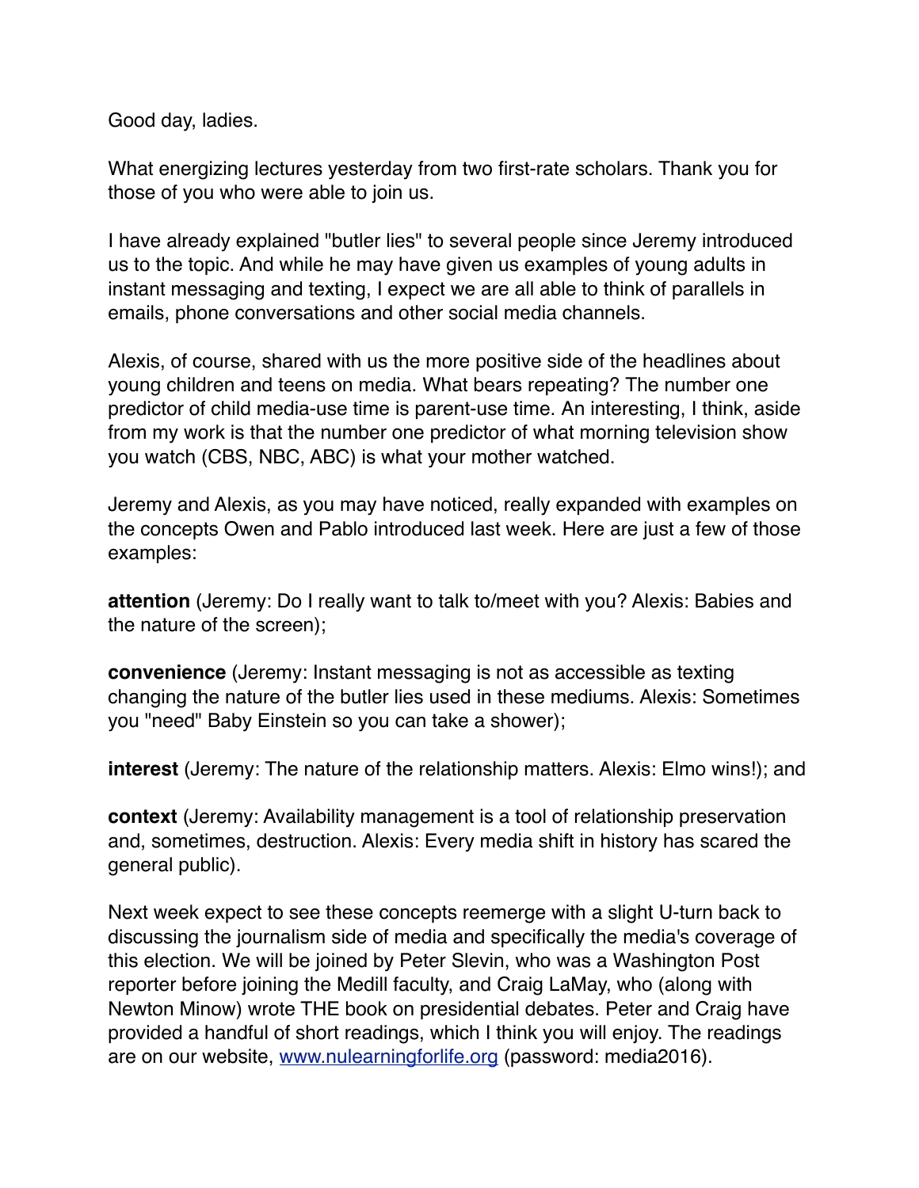Good day, ladies.

What energizing lectures yesterday from two first-rate scholars. Thank you for those of you who were able to join us.

I have already explained "butler lies" to several people since Jeremy introduced us to the topic. And while he may have given us examples of young adults in instant messaging and texting, I expect we are all able to think of parallels in emails, phone conversations and other social media channels.

Alexis, of course, shared with us the more positive side of the headlines about young children and teens on media. What bears repeating? The number one predictor of child media-use time is parent-use time. An interesting, I think, aside from my work is that the number one predictor of what morning television show you watch (CBS, NBC, ABC) is what your mother watched.

Jeremy and Alexis, as you may have noticed, really expanded with examples on the concepts Owen and Pablo introduced last week. Here are just a few of those examples:

**attention** (Jeremy: Do I really want to talk to/meet with you? Alexis: Babies and the nature of the screen);

**convenience** (Jeremy: Instant messaging is not as accessible as texting changing the nature of the butler lies used in these mediums. Alexis: Sometimes you "need" Baby Einstein so you can take a shower);

**interest** (Jeremy: The nature of the relationship matters. Alexis: Elmo wins!); and

**context** (Jeremy: Availability management is a tool of relationship preservation and, sometimes, destruction. Alexis: Every media shift in history has scared the general public).

Next week expect to see these concepts reemerge with a slight U-turn back to discussing the journalism side of media and specifically the media's coverage of this election. We will be joined by Peter Slevin, who was a Washington Post reporter before joining the Medill faculty, and Craig LaMay, who (along with Newton Minow) wrote THE book on presidential debates. Peter and Craig have provided a handful of short readings, which I think you will enjoy. The readings are on our website, [www.nulearningforlife.org](http://www.nulearningforlife.org) (password: media2016).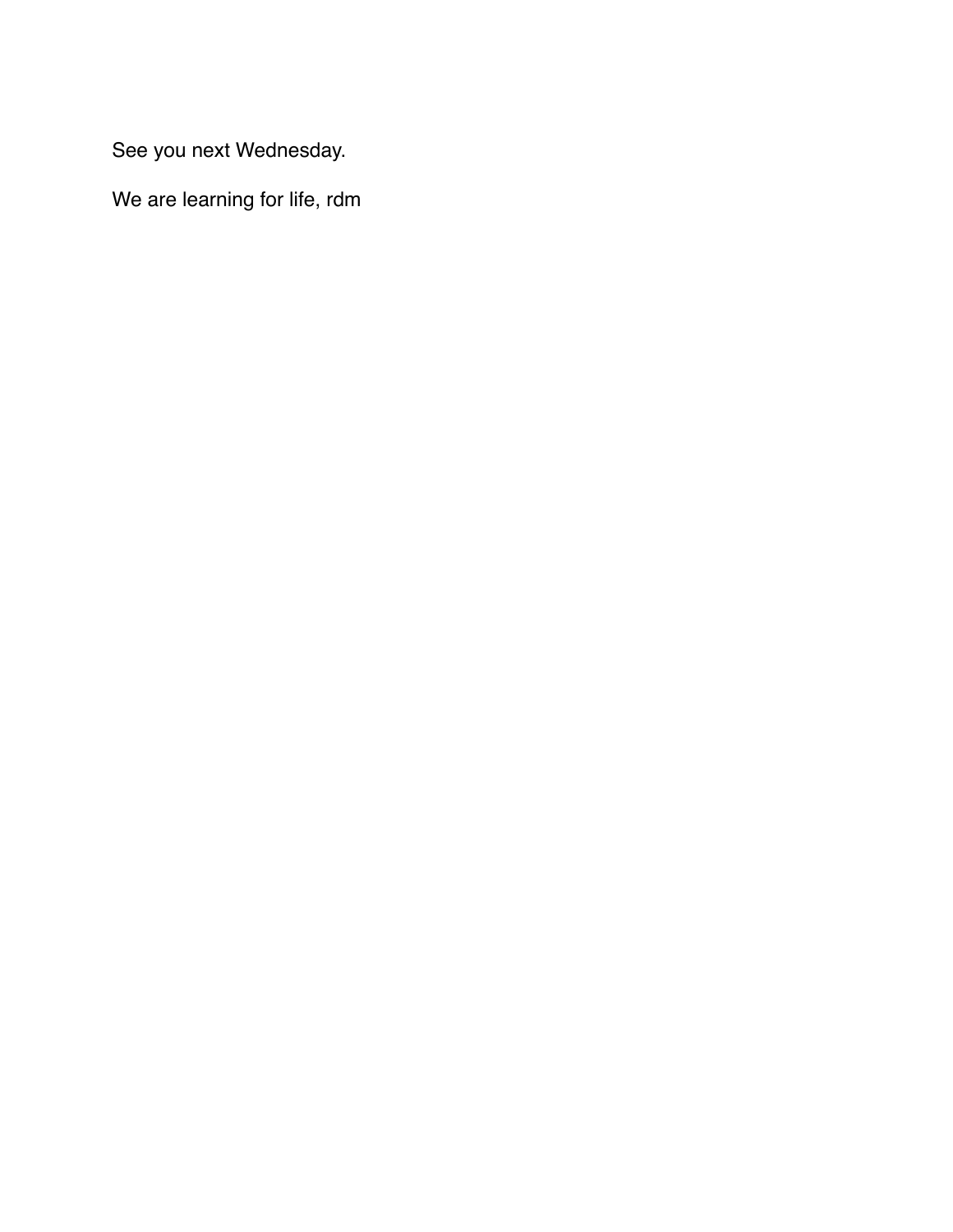See you next Wednesday.

We are learning for life, rdm